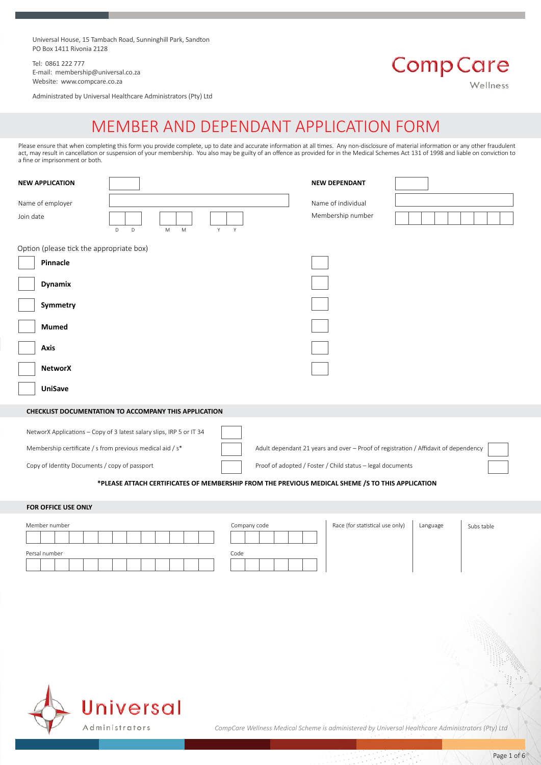Universal House, 15 Tambach Road, Sunninghill Park, Sandton
PO Box 1411 Rivonia 2128

Tel: 0861 222 777
E-mail: membership@universal.co.za
Website: www.compcare.co.za

Administrated by Universal Healthcare Administrators (Pty) Ltd

CompCare Wellness

# MEMBER AND DEPENDANT APPLICATION FORM

Please ensure that when completing this form you provide complete, up to date and accurate information at all times. Any non-disclosure of material information or any other fraudulent act, may result in cancellation or suspension of your membership. You also may be guilty of an offence as provided for in the Medical Schemes Act 131 of 1998 and liable on conviction to a fine or imprisonment or both.

| | | | |
|---|---|---|---|
| **NEW APPLICATION** | ☐ | **NEW DEPENDANT** | ☐ |
| Name of employer | | Name of individual | |
| Join date | D D / M M / Y Y | Membership number | |

Option (please tick the appropriate box)

| Option | | |
|---|---|---|
| **Pinnacle** | ☐ | ☐ |
| **Dynamix** | ☐ | ☐ |
| **Symmetry** | ☐ | ☐ |
| **Mumed** | ☐ | ☐ |
| **Axis** | ☐ | ☐ |
| **NetworX** | ☐ | ☐ |
| **UniSave** | ☐ | |

## CHECKLIST DOCUMENTATION TO ACCOMPANY THIS APPLICATION

| | | | |
|---|---|---|---|
| NetworX Applications – Copy of 3 latest salary slips, IRP 5 or IT 34 | ☐ | | |
| Membership certificate / s from previous medical aid / s* | ☐ | Adult dependant 21 years and over – Proof of registration / Affidavit of dependency | ☐ |
| Copy of Identity Documents / copy of passport | ☐ | Proof of adopted / Foster / Child status – legal documents | ☐ |

**\*PLEASE ATTACH CERTIFICATES OF MEMBERSHIP FROM THE PREVIOUS MEDICAL SHEME /S TO THIS APPLICATION**

## FOR OFFICE USE ONLY

| Member number | Company code | Race (for statistical use only) | Language | Subs table |
|---|---|---|---|---|
| | | | | |
| **Persal number** | **Code** | | | |
| | | | | |

Universal Administrators

*CompCare Wellness Medical Scheme is administered by Universal Healthcare Administrators (Pty) Ltd*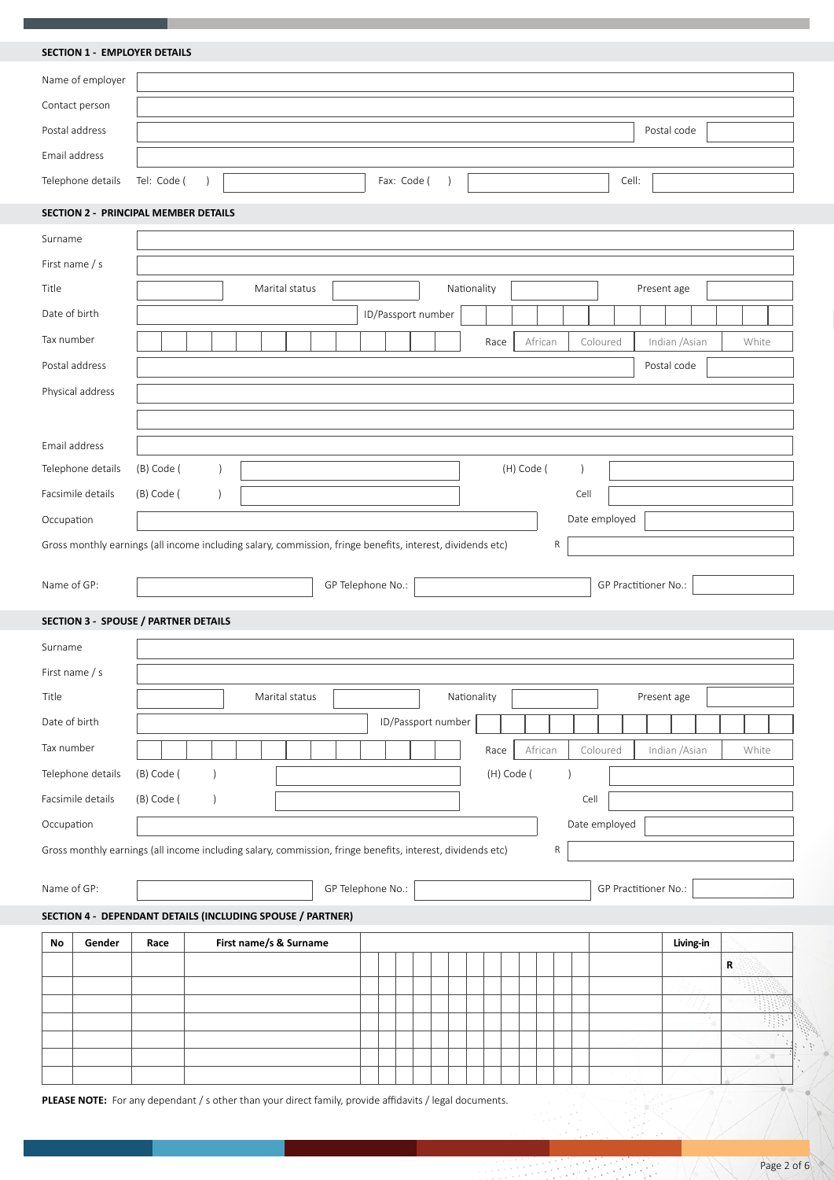## SECTION 1 - EMPLOYER DETAILS

| | |
|---|---|
| Name of employer | |
| Contact person | |
| Postal address | Postal code |
| Email address | |
| Telephone details | Tel: Code ( ) Fax: Code ( ) Cell: |

## SECTION 2 - PRINCIPAL MEMBER DETAILS

| | |
|---|---|
| Surname | |
| First name / s | |
| Title | Marital status Nationality Present age |
| Date of birth | ID/Passport number |
| Tax number | Race: African / Coloured / Indian /Asian / White |
| Postal address | Postal code |
| Physical address | |
| Email address | |
| Telephone details | (B) Code ( ) (H) Code ( ) |
| Facsimile details | (B) Code ( ) Cell |
| Occupation | Date employed |

Gross monthly earnings (all income including salary, commission, fringe benefits, interest, dividends etc) R

Name of GP: GP Telephone No.: GP Practitioner No.:

## SECTION 3 - SPOUSE / PARTNER DETAILS

| | |
|---|---|
| Surname | |
| First name / s | |
| Title | Marital status Nationality Present age |
| Date of birth | ID/Passport number |
| Tax number | Race: African / Coloured / Indian /Asian / White |
| Telephone details | (B) Code ( ) (H) Code ( ) |
| Facsimile details | (B) Code ( ) Cell |
| Occupation | Date employed |

Gross monthly earnings (all income including salary, commission, fringe benefits, interest, dividends etc) R

Name of GP: GP Telephone No.: GP Practitioner No.:

## SECTION 4 - DEPENDANT DETAILS (INCLUDING SPOUSE / PARTNER)

| No | Gender | Race | First name/s & Surname | | | Living-in | |
|---|---|---|---|---|---|---|---|
| | | | | | | | R |
| | | | | | | | |
| | | | | | | | |
| | | | | | | | |
| | | | | | | | |
| | | | | | | | |
| | | | | | | | |

**PLEASE NOTE:** For any dependant / s other than your direct family, provide affidavits / legal documents.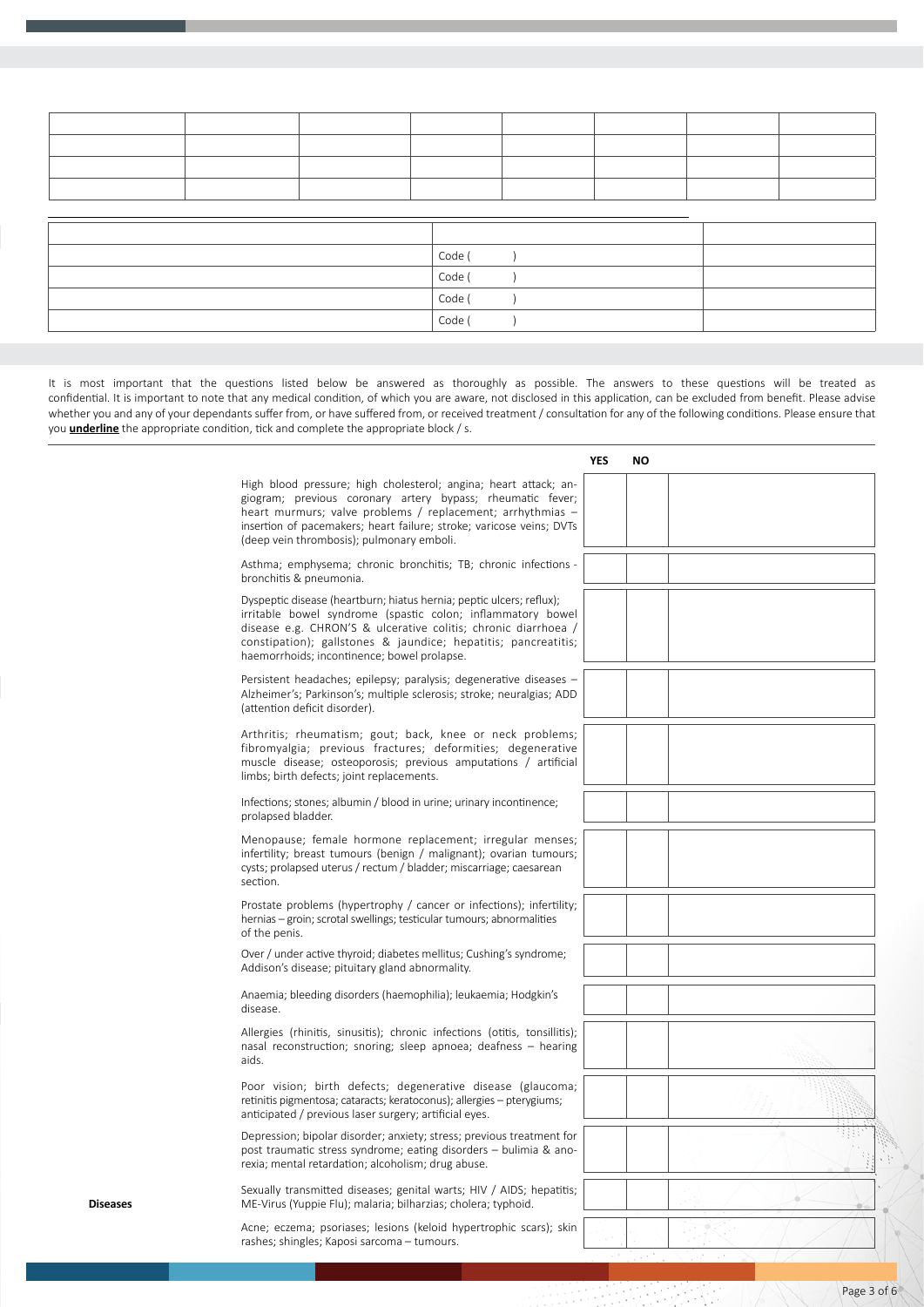| | | | | | | | |
|---|---|---|---|---|---|---|---|
| | | | | | | | |
| | | | | | | | |
| | | | | | | | |
| | | | | | | | |

| | | |
|---|---|---|
| | | |
| | Code ( ) | |
| | Code ( ) | |
| | Code ( ) | |
| | Code ( ) | |

It is most important that the questions listed below be answered as thoroughly as possible. The answers to these questions will be treated as confidential. It is important to note that any medical condition, of which you are aware, not disclosed in this application, can be excluded from benefit. Please advise whether you and any of your dependants suffer from, or have suffered from, or received treatment / consultation for any of the following conditions. Please ensure that you **underline** the appropriate condition, tick and complete the appropriate block / s.

| | Condition | YES | NO | |
|---|---|---|---|---|
| | High blood pressure; high cholesterol; angina; heart attack; angiogram; previous coronary artery bypass; rheumatic fever; heart murmurs; valve problems / replacement; arrhythmias – insertion of pacemakers; heart failure; stroke; varicose veins; DVTs (deep vein thrombosis); pulmonary emboli. | | | |
| | Asthma; emphysema; chronic bronchitis; TB; chronic infections - bronchitis & pneumonia. | | | |
| | Dyspeptic disease (heartburn; hiatus hernia; peptic ulcers; reflux); irritable bowel syndrome (spastic colon; inflammatory bowel disease e.g. CHRON'S & ulcerative colitis; chronic diarrhoea / constipation); gallstones & jaundice; hepatitis; pancreatitis; haemorrhoids; incontinence; bowel prolapse. | | | |
| | Persistent headaches; epilepsy; paralysis; degenerative diseases – Alzheimer's; Parkinson's; multiple sclerosis; stroke; neuralgias; ADD (attention deficit disorder). | | | |
| | Arthritis; rheumatism; gout; back, knee or neck problems; fibromyalgia; previous fractures; deformities; degenerative muscle disease; osteoporosis; previous amputations / artificial limbs; birth defects; joint replacements. | | | |
| | Infections; stones; albumin / blood in urine; urinary incontinence; prolapsed bladder. | | | |
| | Menopause; female hormone replacement; irregular menses; infertility; breast tumours (benign / malignant); ovarian tumours; cysts; prolapsed uterus / rectum / bladder; miscarriage; caesarean section. | | | |
| | Prostate problems (hypertrophy / cancer or infections); infertility; hernias – groin; scrotal swellings; testicular tumours; abnormalities of the penis. | | | |
| | Over / under active thyroid; diabetes mellitus; Cushing's syndrome; Addison's disease; pituitary gland abnormality. | | | |
| | Anaemia; bleeding disorders (haemophilia); leukaemia; Hodgkin's disease. | | | |
| | Allergies (rhinitis, sinusitis); chronic infections (otitis, tonsillitis); nasal reconstruction; snoring; sleep apnoea; deafness – hearing aids. | | | |
| | Poor vision; birth defects; degenerative disease (glaucoma; retinitis pigmentosa; cataracts; keratoconus); allergies – pterygiums; anticipated / previous laser surgery; artificial eyes. | | | |
| | Depression; bipolar disorder; anxiety; stress; previous treatment for post traumatic stress syndrome; eating disorders – bulimia & anorexia; mental retardation; alcoholism; drug abuse. | | | |
| Diseases | Sexually transmitted diseases; genital warts; HIV / AIDS; hepatitis; ME-Virus (Yuppie Flu); malaria; bilharzias; cholera; typhoid. | | | |
| | Acne; eczema; psoriases; lesions (keloid hypertrophic scars); skin rashes; shingles; Kaposi sarcoma – tumours. | | | |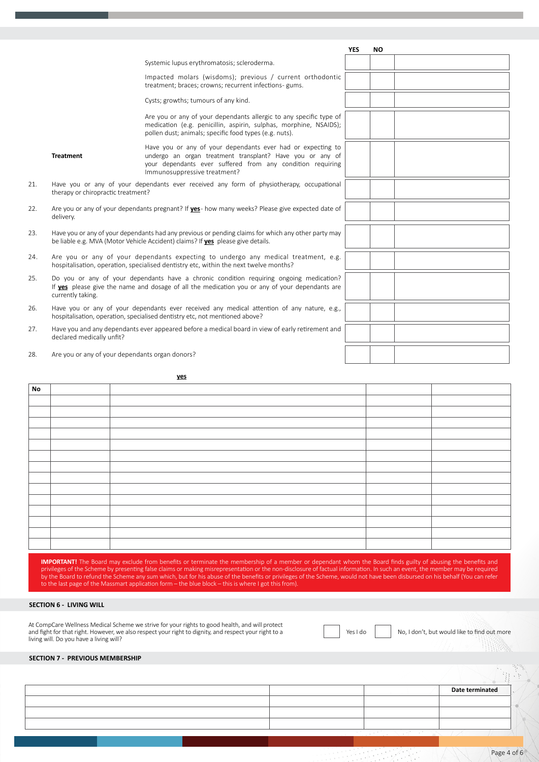| | | YES | NO | |
|---|---|---|---|---|
| | Systemic lupus erythromatosis; scleroderma. | | | |
| | Impacted molars (wisdoms); previous / current orthodontic treatment; braces; crowns; recurrent infections- gums. | | | |
| | Cysts; growths; tumours of any kind. | | | |
| | Are you or any of your dependants allergic to any specific type of medication (e.g. penicillin, aspirin, sulphas, morphine, NSAIDS); pollen dust; animals; specific food types (e.g. nuts). | | | |
| **Treatment** | Have you or any of your dependants ever had or expecting to undergo an organ treatment transplant? Have you or any of your dependants ever suffered from any condition requiring Immunosuppressive treatment? | | | |
| 21. | Have you or any of your dependants ever received any form of physiotherapy, occupational therapy or chiropractic treatment? | | | |
| 22. | Are you or any of your dependants pregnant? If **yes**- how many weeks? Please give expected date of delivery. | | | |
| 23. | Have you or any of your dependants had any previous or pending claims for which any other party may be liable e.g. MVA (Motor Vehicle Accident) claims? If **yes** please give details. | | | |
| 24. | Are you or any of your dependants expecting to undergo any medical treatment, e.g. hospitalisation, operation, specialised dentistry etc, within the next twelve months? | | | |
| 25. | Do you or any of your dependants have a chronic condition requiring ongoing medication? If **yes** please give the name and dosage of all the medication you or any of your dependants are currently taking. | | | |
| 26. | Have you or any of your dependants ever received any medical attention of any nature, e.g., hospitalisation, operation, specialised dentistry etc, not mentioned above? | | | |
| 27. | Have you and any dependants ever appeared before a medical board in view of early retirement and declared medically unfit? | | | |
| 28. | Are you or any of your dependants organ donors? | | | |

**yes**

| No | | | | |
|---|---|---|---|---|
| | | | | |
| | | | | |
| | | | | |
| | | | | |
| | | | | |
| | | | | |
| | | | | |
| | | | | |
| | | | | |
| | | | | |
| | | | | |
| | | | | |
| | | | | |
| | | | | |

**IMPORTANT!** The Board may exclude from benefits or terminate the membership of a member or dependant whom the Board finds guilty of abusing the benefits and privileges of the Scheme by presenting false claims or making misrepresentation or the non-disclosure of factual information. In such an event, the member may be required by the Board to refund the Scheme any sum which, but for his abuse of the benefits or privileges of the Scheme, would not have been disbursed on his behalf (You can refer to the last page of the Massmart application form – the blue block – this is where I got this from).

## SECTION 6 - LIVING WILL

At CompCare Wellness Medical Scheme we strive for your rights to good health, and will protect and fight for that right. However, we also respect your right to dignity, and respect your right to a living will. Do you have a living will?

☐ Yes I do ☐ No, I don't, but would like to find out more

## SECTION 7 - PREVIOUS MEMBERSHIP

| | | | Date terminated |
|---|---|---|---|
| | | | |
| | | | |
| | | | |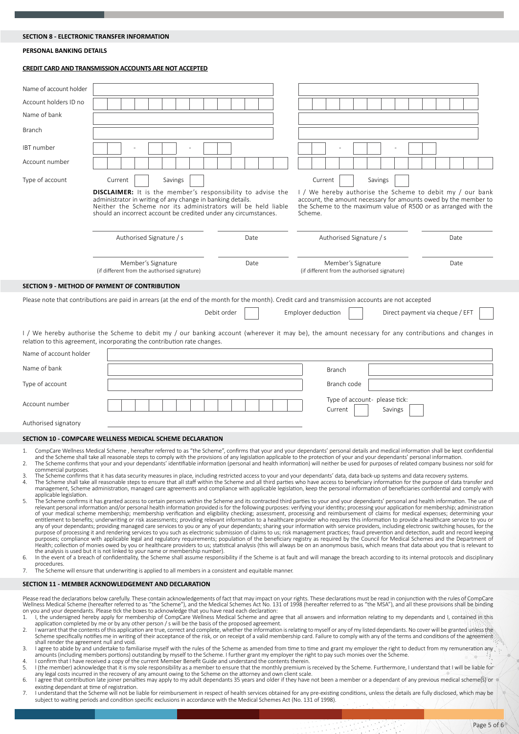## SECTION 8 - ELECTRONIC TRANSFER INFORMATION

**PERSONAL BANKING DETAILS**

**CREDIT CARD AND TRANSMISSION ACCOUNTS ARE NOT ACCEPTED**

| | | |
|---|---|---|
| Name of account holder | | |
| Account holders ID no | | |
| Name of bank | | |
| Branch | | |
| IBT number | - - | - - |
| Account number | | |
| Type of account | Current ☐ Savings ☐ | Current ☐ Savings ☐ |

**DISCLAIMER:** It is the member's responsibility to advise the administrator in writing of any change in banking details. Neither the Scheme nor its administrators will be held liable should an incorrect account be credited under any circumstances.

I / We hereby authorise the Scheme to debit my / our bank account, the amount necessary for amounts owed by the member to the Scheme to the maximum value of R500 or as arranged with the Scheme.

Authorised Signature / s ____________ Date ____________

Member's Signature (if different from the authorised signature) ____________ Date ____________

Authorised Signature / s ____________ Date ____________

Member's Signature (if different from the authorised signature) ____________ Date ____________

## SECTION 9 - METHOD OF PAYMENT OF CONTRIBUTION

Please note that contributions are paid in arrears (at the end of the month for the month). Credit card and transmission accounts are not accepted

Debit order ☐ Employer deduction ☐ Direct payment via cheque / EFT ☐

I / We hereby authorise the Scheme to debit my / our banking account (wherever it may be), the amount necessary for any contributions and changes in relation to this agreement, incorporating the contribution rate changes.

| | | | |
|---|---|---|---|
| Name of account holder | | | |
| Name of bank | | Branch | |
| Type of account | | Branch code | |
| Account number | | Type of account- please tick: | Current ☐ Savings ☐ |
| Authorised signatory | | | |

## SECTION 10 - COMPCARE WELLNESS MEDICAL SCHEME DECLARATION

1. CompCare Wellness Medical Scheme , hereafter referred to as "the Scheme", confirms that your and your dependants' personal details and medical information shall be kept confidential and the Scheme shall take all reasonable steps to comply with the provisions of any legislation applicable to the protection of your and your dependants' personal information.
2. The Scheme confirms that your and your dependants' identifiable information (personal and health information) will neither be used for purposes of related company business nor sold for commercial purposes.
3. The Scheme confirms that it has data security measures in place, including restricted access to your and your dependants' data, data back-up systems and data recovery systems.
4. The Scheme shall take all reasonable steps to ensure that all staff within the Scheme and all third parties who have access to beneficiary information for the purpose of data transfer and management, Scheme administration, managed care agreements and compliance with applicable legislation, keep the personal information of beneficiaries confidential and comply with applicable legislation.
5. The Scheme confirms it has granted access to certain persons within the Scheme and its contracted third parties to your and your dependants' personal and health information. The use of relevant personal information and/or personal health information provided is for the following purposes: verifying your identity; processing your application for membership; administration of your medical scheme membership; membership verification and eligibility checking; assessment, processing and reimbursement of claims for medical expenses; determining your entitlement to benefits; underwriting or risk assessments; providing relevant information to a healthcare provider who requires this information to provide a healthcare service to you or any of your dependants; providing managed care services to you or any of your dependants; sharing your information with service providers, including electronic switching houses, for the purpose of processing it and rendering services to you such as electronic submission of claims to us; risk management practices; fraud prevention and detection, audit and record keeping purposes; compliance with applicable legal and regulatory requirements; population of the beneficiary registry as required by the Council for Medical Schemes and the Department of Health; collection of monies owed by you or healthcare providers to us; statistical analysis (this will always be on an anonymous basis, which means that data about you that is relevant to the analysis is used but it is not linked to your name or membership number).
6. In the event of a breach of confidentiality, the Scheme shall assume responsibility if the Scheme is at fault and will manage the breach according to its internal protocols and disciplinary procedures.
7. The Scheme will ensure that underwriting is applied to all members in a consistent and equitable manner.

## SECTION 11 - MEMBER ACKNOWLEDGEMENT AND DECLARATION

Please read the declarations below carefully. These contain acknowledgements of fact that may impact on your rights. These declarations must be read in conjunction with the rules of CompCare Wellness Medical Scheme (hereafter referred to as "the Scheme"), and the Medical Schemes Act No. 131 of 1998 (hereafter referred to as "the MSA"), and all these provisions shall be binding on you and your dependants. Please tick the boxes to acknowledge that you have read each declaration:

1. I, the undersigned hereby apply for membership of CompCare Wellness Medical Scheme and agree that all answers and information relating to my dependants and I, contained in this application completed by me or by any other person / s will be the basis of the proposed agreement.
2. I warrant that the contents of this application are true, correct and complete, whether the information is relating to myself or any of my listed dependants. No cover will be granted unless the Scheme specifically notifies me in writing of their acceptance of the risk, or on receipt of a valid membership card. Failure to comply with any of the terms and conditions of the agreement shall render the agreement null and void.
3. I agree to abide by and undertake to familiarise myself with the rules of the Scheme as amended from time to time and grant my employer the right to deduct from my remuneration any amounts (including members portions) outstanding by myself to the Scheme. I further grant my employer the right to pay such monies over the Scheme.
4. I confirm that I have received a copy of the current Member Benefit Guide and understand the contents therein.
5. I (the member) acknowledge that it is my sole responsibility as a member to ensure that the monthly premium is received by the Scheme. Furthermore, I understand that I will be liable for any legal costs incurred in the recovery of any amount owing to the Scheme on the attorney and own client scale.
6. I agree that contribution late joiner penalties may apply to my adult dependants 35 years and older if they have not been a member or a dependant of any previous medical scheme(s) or existing dependant at time of registration.
7. I understand that the Scheme will not be liable for reimbursement in respect of health services obtained for any pre-existing conditions, unless the details are fully disclosed, which may be subject to waiting periods and condition specific exclusions in accordance with the Medical Schemes Act (No. 131 of 1998).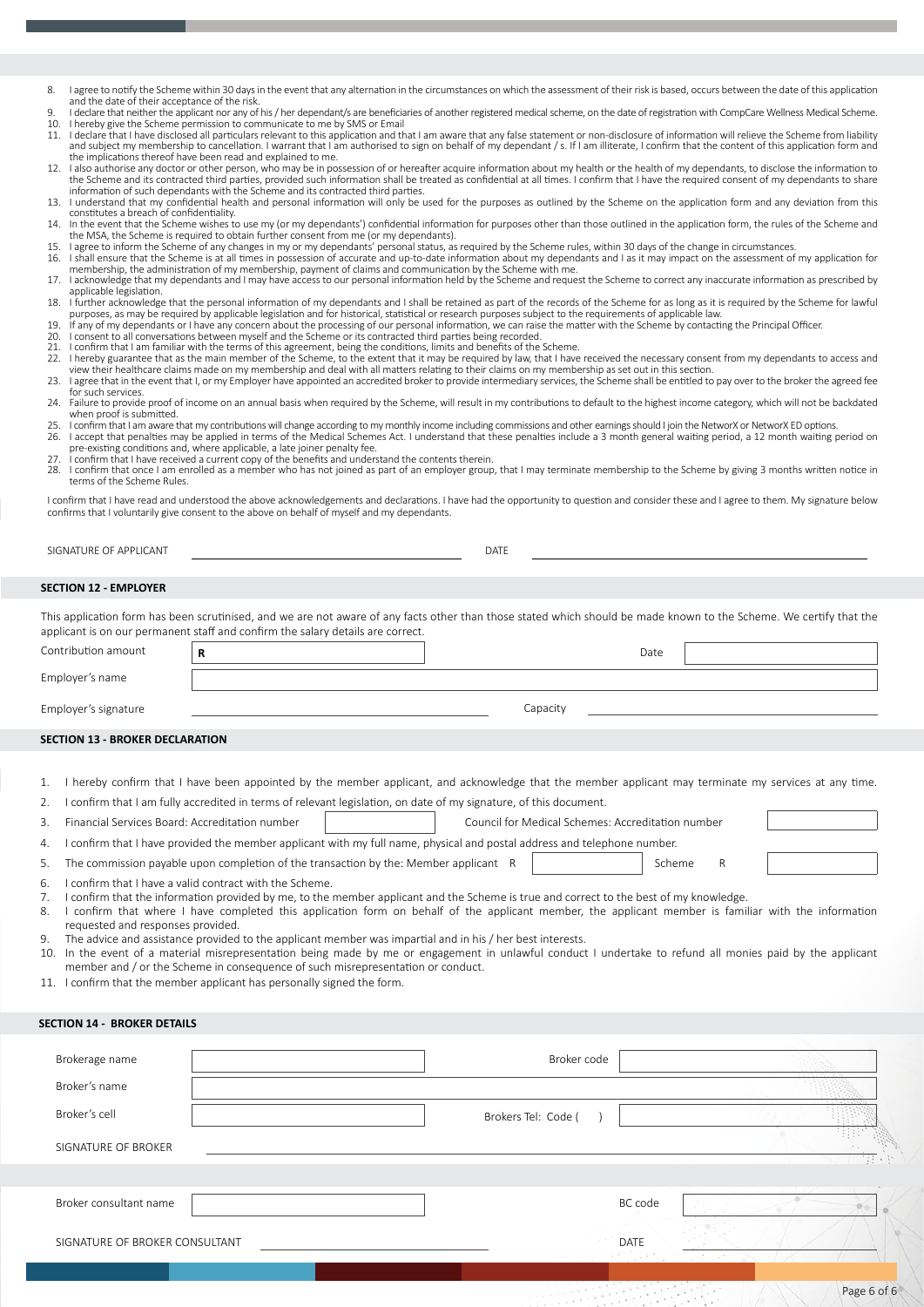8. I agree to notify the Scheme within 30 days in the event that any alternation in the circumstances on which the assessment of their risk is based, occurs between the date of this application and the date of their acceptance of the risk.
9. I declare that neither the applicant nor any of his / her dependant/s are beneficiaries of another registered medical scheme, on the date of registration with CompCare Wellness Medical Scheme.
10. I hereby give the Scheme permission to communicate to me by SMS or Email
11. I declare that I have disclosed all particulars relevant to this application and that I am aware that any false statement or non-disclosure of information will relieve the Scheme from liability and subject my membership to cancellation. I warrant that I am authorised to sign on behalf of my dependant / s. If I am illiterate, I confirm that the content of this application form and the implications thereof have been read and explained to me.
12. I also authorise any doctor or other person, who may be in possession of or hereafter acquire information about my health or the health of my dependants, to disclose the information to the Scheme and its contracted third parties, provided such information shall be treated as confidential at all times. I confirm that I have the required consent of my dependants to share information of such dependants with the Scheme and its contracted third parties.
13. I understand that my confidential health and personal information will only be used for the purposes as outlined by the Scheme on the application form and any deviation from this constitutes a breach of confidentiality.
14. In the event that the Scheme wishes to use my (or my dependants') confidential information for purposes other than those outlined in the application form, the rules of the Scheme and the MSA, the Scheme is required to obtain further consent from me (or my dependants).
15. I agree to inform the Scheme of any changes in my or my dependants' personal status, as required by the Scheme rules, within 30 days of the change in circumstances.
16. I shall ensure that the Scheme is at all times in possession of accurate and up-to-date information about my dependants and I as it may impact on the assessment of my application for membership, the administration of my membership, payment of claims and communication by the Scheme with me.
17. I acknowledge that my dependants and I may have access to our personal information held by the Scheme and request the Scheme to correct any inaccurate information as prescribed by applicable legislation.
18. I further acknowledge that the personal information of my dependants and I shall be retained as part of the records of the Scheme for as long as it is required by the Scheme for lawful purposes, as may be required by applicable legislation and for historical, statistical or research purposes subject to the requirements of applicable law.
19. If any of my dependants or I have any concern about the processing of our personal information, we can raise the matter with the Scheme by contacting the Principal Officer.
20. I consent to all conversations between myself and the Scheme or its contracted third parties being recorded.
21. I confirm that I am familiar with the terms of this agreement, being the conditions, limits and benefits of the Scheme.
22. I hereby guarantee that as the main member of the Scheme, to the extent that it may be required by law, that I have received the necessary consent from my dependants to access and view their healthcare claims made on my membership and deal with all matters relating to their claims on my membership as set out in this section.
23. I agree that in the event that I, or my Employer have appointed an accredited broker to provide intermediary services, the Scheme shall be entitled to pay over to the broker the agreed fee for such services.
24. Failure to provide proof of income on an annual basis when required by the Scheme, will result in my contributions to default to the highest income category, which will not be backdated when proof is submitted.
25. I confirm that I am aware that my contributions will change according to my monthly income including commissions and other earnings should I join the NetworX or NetworX ED options.
26. I accept that penalties may be applied in terms of the Medical Schemes Act. I understand that these penalties include a 3 month general waiting period, a 12 month waiting period on pre-existing conditions and, where applicable, a late joiner penalty fee.
27. I confirm that I have received a current copy of the benefits and understand the contents therein.
28. I confirm that once I am enrolled as a member who has not joined as part of an employer group, that I may terminate membership to the Scheme by giving 3 months written notice in terms of the Scheme Rules.

I confirm that I have read and understood the above acknowledgements and declarations. I have had the opportunity to question and consider these and I agree to them. My signature below confirms that I voluntarily give consent to the above on behalf of myself and my dependants.

SIGNATURE OF APPLICANT \_\_\_\_\_\_\_\_\_\_\_\_\_\_\_\_ DATE \_\_\_\_\_\_\_\_\_\_\_\_\_\_\_\_

## SECTION 12 - EMPLOYER

This application form has been scrutinised, and we are not aware of any facts other than those stated which should be made known to the Scheme. We certify that the applicant is on our permanent staff and confirm the salary details are correct.

| | | | |
|---|---|---|---|
| Contribution amount | R | Date | |
| Employer's name | | | |
| Employer's signature | | Capacity | |

## SECTION 13 - BROKER DECLARATION

1. I hereby confirm that I have been appointed by the member applicant, and acknowledge that the member applicant may terminate my services at any time.
2. I confirm that I am fully accredited in terms of relevant legislation, on date of my signature, of this document.
3. Financial Services Board: Accreditation number \_\_\_\_\_\_ Council for Medical Schemes: Accreditation number \_\_\_\_\_\_
4. I confirm that I have provided the member applicant with my full name, physical and postal address and telephone number.
5. The commission payable upon completion of the transaction by the: Member applicant R \_\_\_\_\_\_ Scheme R \_\_\_\_\_\_
6. I confirm that I have a valid contract with the Scheme.
7. I confirm that the information provided by me, to the member applicant and the Scheme is true and correct to the best of my knowledge.
8. I confirm that where I have completed this application form on behalf of the applicant member, the applicant member is familiar with the information requested and responses provided.
9. The advice and assistance provided to the applicant member was impartial and in his / her best interests.
10. In the event of a material misrepresentation being made by me or engagement in unlawful conduct I undertake to refund all monies paid by the applicant member and / or the Scheme in consequence of such misrepresentation or conduct.
11. I confirm that the member applicant has personally signed the form.

## SECTION 14 - BROKER DETAILS

| | | | |
|---|---|---|---|
| Brokerage name | | Broker code | |
| Broker's name | | | |
| Broker's cell | | Brokers Tel: Code ( ) | |
| SIGNATURE OF BROKER | | | |

| | | | |
|---|---|---|---|
| Broker consultant name | | BC code | |
| SIGNATURE OF BROKER CONSULTANT | | DATE | |